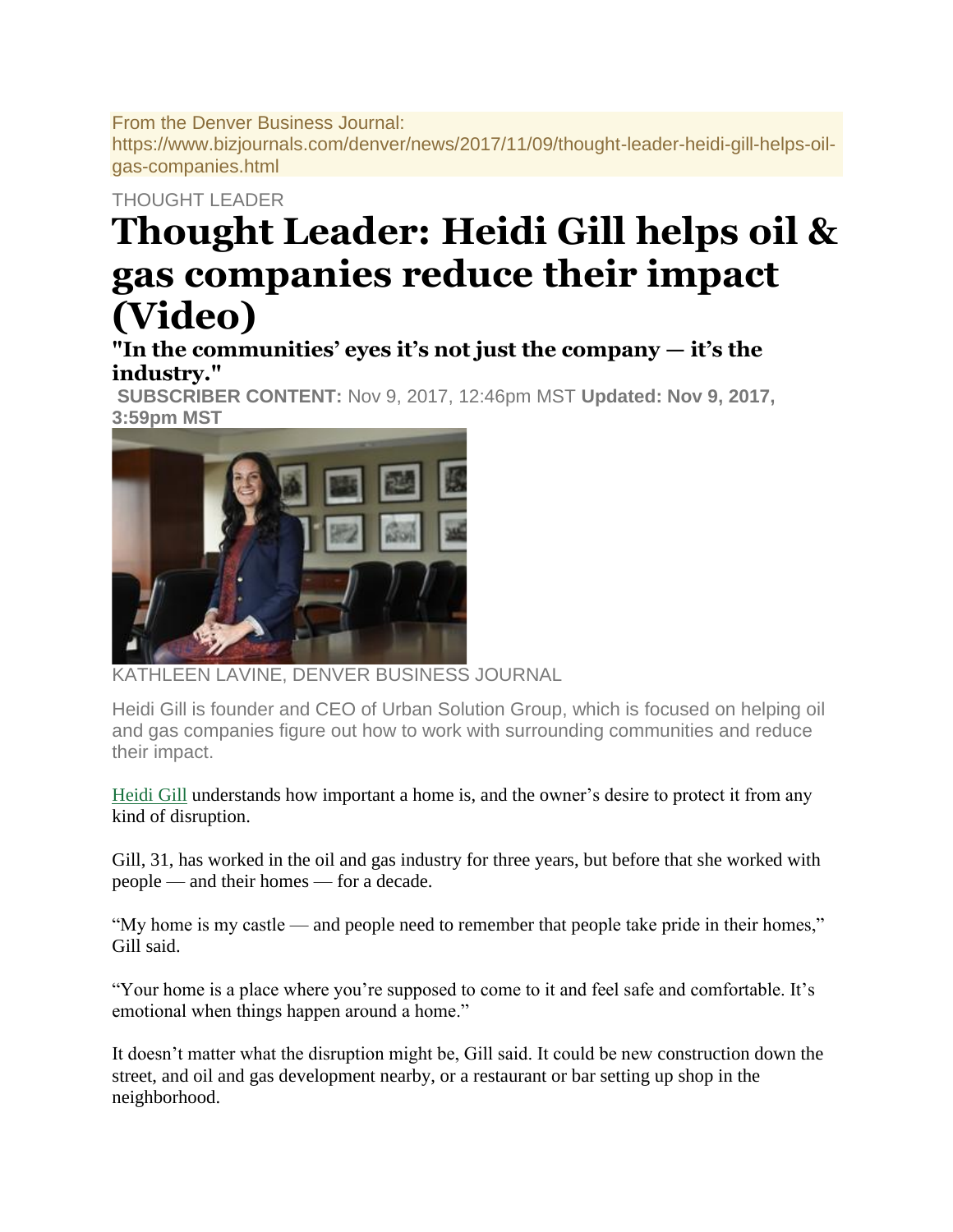From the Denver Business Journal:
https://www.bizjournals.com/denver/news/2017/11/09/thought-leader-heidi-gill-helps-oil-gas-companies.html

THOUGHT LEADER

# Thought Leader: Heidi Gill helps oil & gas companies reduce their impact (Video)

### "In the communities' eyes it's not just the company — it's the industry."

**SUBSCRIBER CONTENT:** Nov 9, 2017, 12:46pm MST **Updated: Nov 9, 2017, 3:59pm MST**

KATHLEEN LAVINE, DENVER BUSINESS JOURNAL

Heidi Gill is founder and CEO of Urban Solution Group, which is focused on helping oil and gas companies figure out how to work with surrounding communities and reduce their impact.

Heidi Gill understands how important a home is, and the owner's desire to protect it from any kind of disruption.

Gill, 31, has worked in the oil and gas industry for three years, but before that she worked with people — and their homes — for a decade.

"My home is my castle — and people need to remember that people take pride in their homes," Gill said.

"Your home is a place where you're supposed to come to it and feel safe and comfortable. It's emotional when things happen around a home."

It doesn't matter what the disruption might be, Gill said. It could be new construction down the street, and oil and gas development nearby, or a restaurant or bar setting up shop in the neighborhood.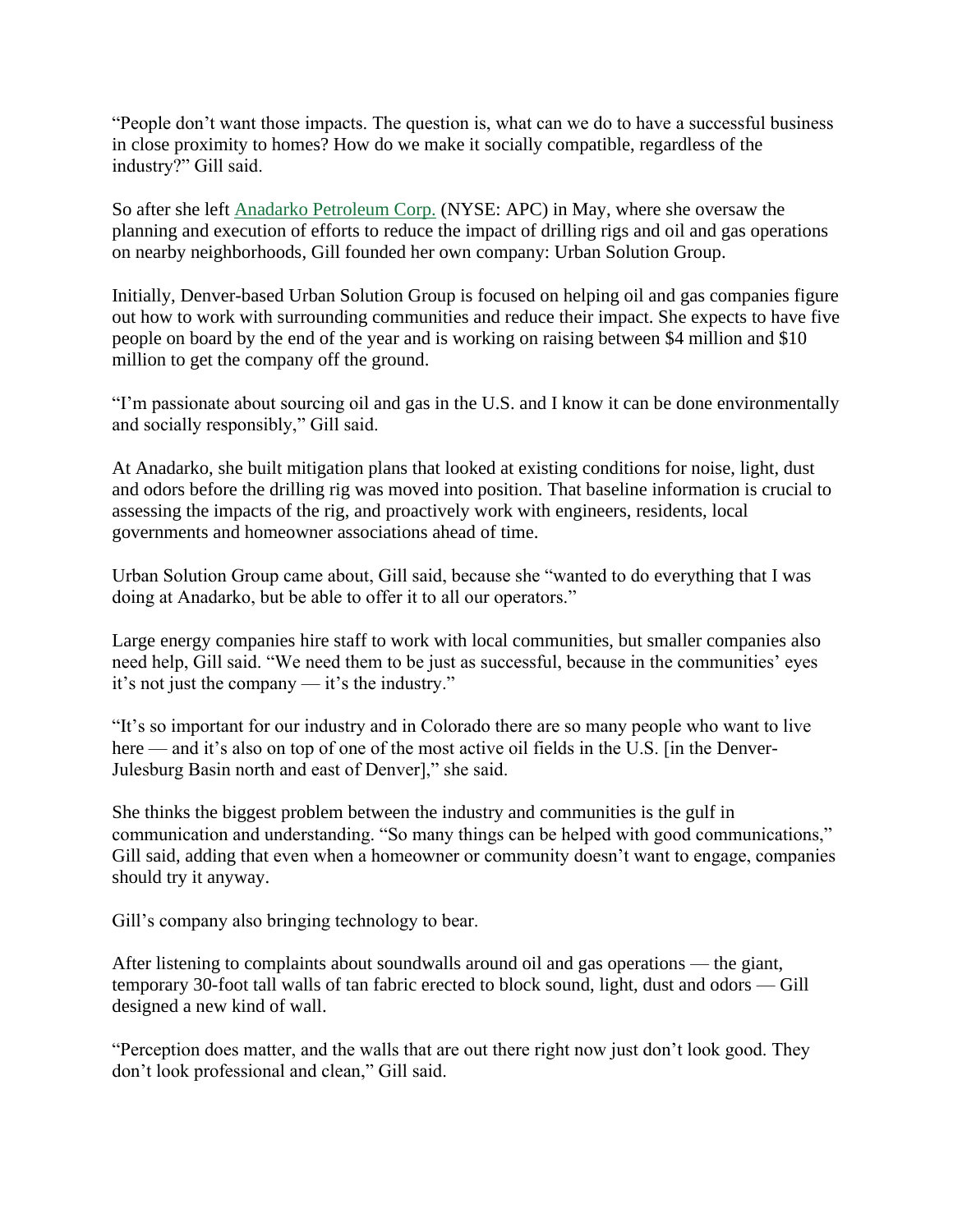"People don't want those impacts. The question is, what can we do to have a successful business in close proximity to homes? How do we make it socially compatible, regardless of the industry?" Gill said.

So after she left Anadarko Petroleum Corp. (NYSE: APC) in May, where she oversaw the planning and execution of efforts to reduce the impact of drilling rigs and oil and gas operations on nearby neighborhoods, Gill founded her own company: Urban Solution Group.

Initially, Denver-based Urban Solution Group is focused on helping oil and gas companies figure out how to work with surrounding communities and reduce their impact. She expects to have five people on board by the end of the year and is working on raising between $4 million and $10 million to get the company off the ground.

"I'm passionate about sourcing oil and gas in the U.S. and I know it can be done environmentally and socially responsibly," Gill said.

At Anadarko, she built mitigation plans that looked at existing conditions for noise, light, dust and odors before the drilling rig was moved into position. That baseline information is crucial to assessing the impacts of the rig, and proactively work with engineers, residents, local governments and homeowner associations ahead of time.

Urban Solution Group came about, Gill said, because she "wanted to do everything that I was doing at Anadarko, but be able to offer it to all our operators."

Large energy companies hire staff to work with local communities, but smaller companies also need help, Gill said. "We need them to be just as successful, because in the communities' eyes it's not just the company — it's the industry."

"It's so important for our industry and in Colorado there are so many people who want to live here — and it's also on top of one of the most active oil fields in the U.S. [in the Denver-Julesburg Basin north and east of Denver]," she said.

She thinks the biggest problem between the industry and communities is the gulf in communication and understanding. "So many things can be helped with good communications," Gill said, adding that even when a homeowner or community doesn't want to engage, companies should try it anyway.

Gill's company also bringing technology to bear.

After listening to complaints about soundwalls around oil and gas operations — the giant, temporary 30-foot tall walls of tan fabric erected to block sound, light, dust and odors — Gill designed a new kind of wall.

"Perception does matter, and the walls that are out there right now just don't look good. They don't look professional and clean," Gill said.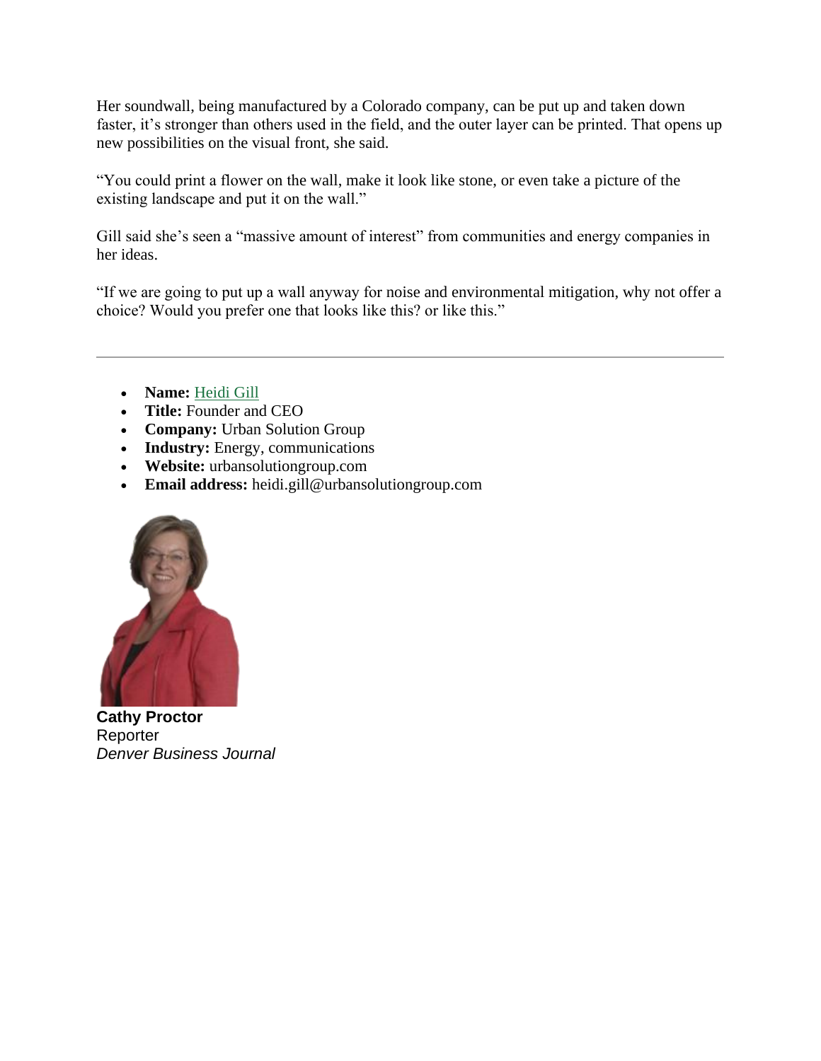Her soundwall, being manufactured by a Colorado company, can be put up and taken down faster, it's stronger than others used in the field, and the outer layer can be printed. That opens up new possibilities on the visual front, she said.

"You could print a flower on the wall, make it look like stone, or even take a picture of the existing landscape and put it on the wall."

Gill said she's seen a "massive amount of interest" from communities and energy companies in her ideas.

"If we are going to put up a wall anyway for noise and environmental mitigation, why not offer a choice? Would you prefer one that looks like this? or like this."

---

- **Name:** Heidi Gill
- **Title:** Founder and CEO
- **Company:** Urban Solution Group
- **Industry:** Energy, communications
- **Website:** urbansolutiongroup.com
- **Email address:** heidi.gill@urbansolutiongroup.com

**Cathy Proctor**
Reporter
*Denver Business Journal*